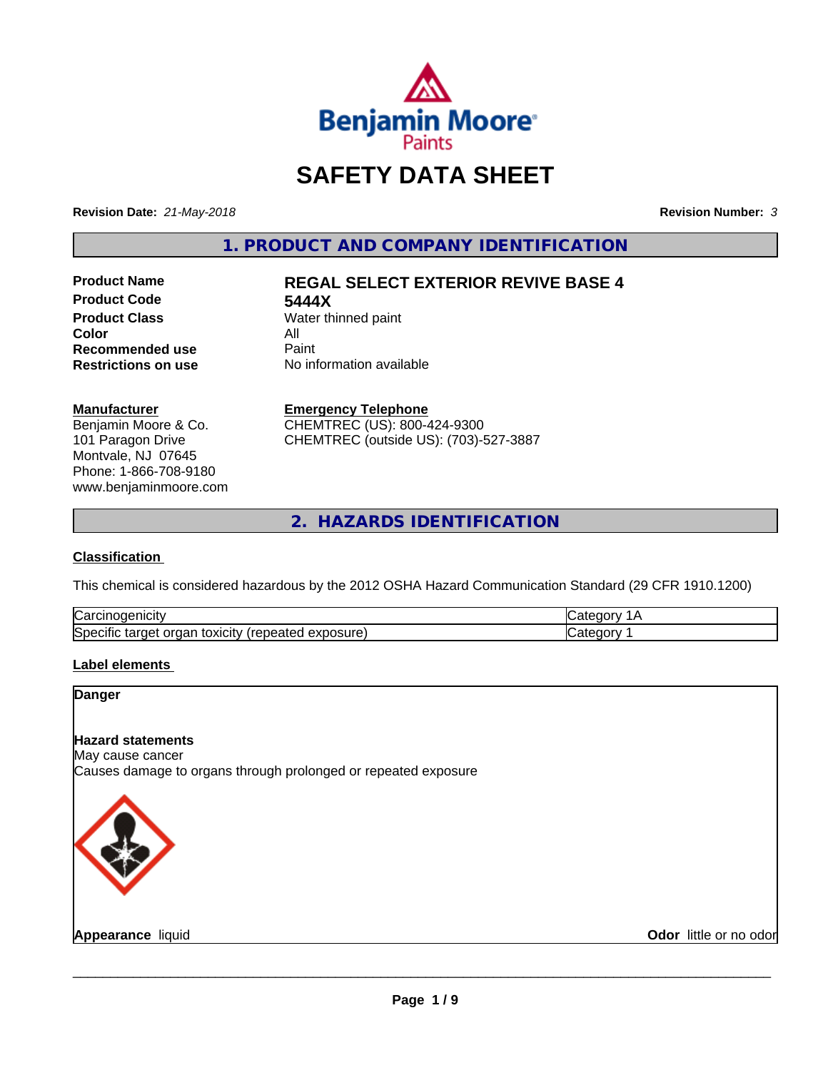# SAFETY DATA SHEET

**Revision Date:** *21-May-2018*

**Revision Number:** *3*

## 1. PRODUCT AND COMPANY IDENTIFICATION

| | |
|---|---|
| **Product Name** | **REGAL SELECT EXTERIOR REVIVE BASE 4** |
| **Product Code** | **5444X** |
| **Product Class** | Water thinned paint |
| **Color** | All |
| **Recommended use** | Paint |
| **Restrictions on use** | No information available |

**Manufacturer**
Benjamin Moore & Co.
101 Paragon Drive
Montvale, NJ 07645
Phone: 1-866-708-9180
www.benjaminmoore.com

**Emergency Telephone**
CHEMTREC (US): 800-424-9300
CHEMTREC (outside US): (703)-527-3887

## 2. HAZARDS IDENTIFICATION

### Classification

This chemical is considered hazardous by the 2012 OSHA Hazard Communication Standard (29 CFR 1910.1200)

| | |
|---|---|
| Carcinogenicity | Category 1A |
| Specific target organ toxicity (repeated exposure) | Category 1 |

### Label elements

**Danger**

**Hazard statements**
May cause cancer
Causes damage to organs through prolonged or repeated exposure

**Appearance** liquid

**Odor** little or no odor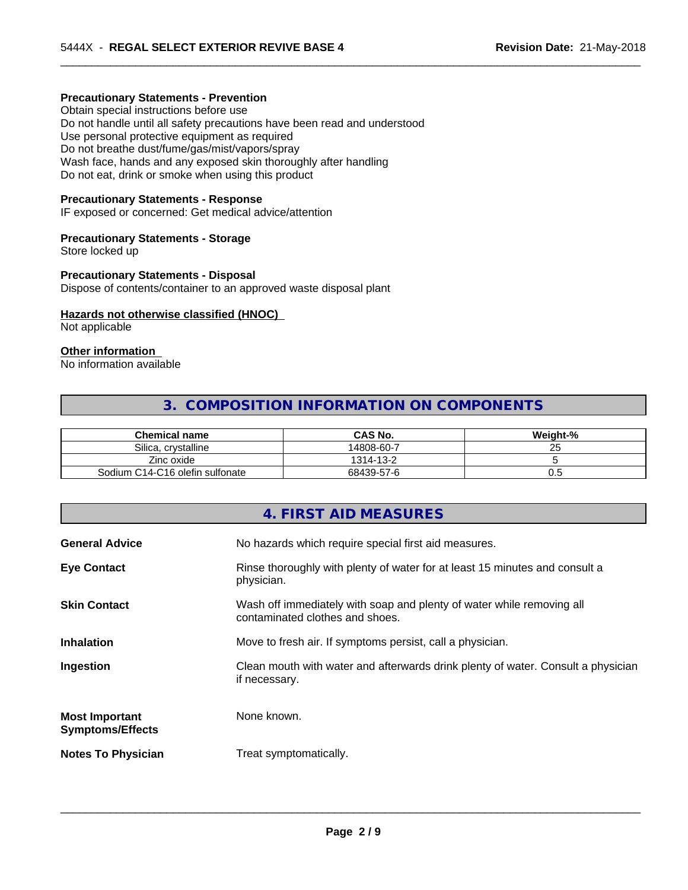**Precautionary Statements - Prevention**
Obtain special instructions before use
Do not handle until all safety precautions have been read and understood
Use personal protective equipment as required
Do not breathe dust/fume/gas/mist/vapors/spray
Wash face, hands and any exposed skin thoroughly after handling
Do not eat, drink or smoke when using this product

**Precautionary Statements - Response**
IF exposed or concerned: Get medical advice/attention

**Precautionary Statements - Storage**
Store locked up

**Precautionary Statements - Disposal**
Dispose of contents/container to an approved waste disposal plant

**Hazards not otherwise classified (HNOC)**
Not applicable

**Other information**
No information available

## 3. COMPOSITION INFORMATION ON COMPONENTS

| Chemical name | CAS No. | Weight-% |
|---|---|---|
| Silica, crystalline | 14808-60-7 | 25 |
| Zinc oxide | 1314-13-2 | 5 |
| Sodium C14-C16 olefin sulfonate | 68439-57-6 | 0.5 |

## 4. FIRST AID MEASURES

**General Advice** No hazards which require special first aid measures.

**Eye Contact** Rinse thoroughly with plenty of water for at least 15 minutes and consult a physician.

**Skin Contact** Wash off immediately with soap and plenty of water while removing all contaminated clothes and shoes.

**Inhalation** Move to fresh air. If symptoms persist, call a physician.

**Ingestion** Clean mouth with water and afterwards drink plenty of water. Consult a physician if necessary.

**Most Important Symptoms/Effects** None known.

**Notes To Physician** Treat symptomatically.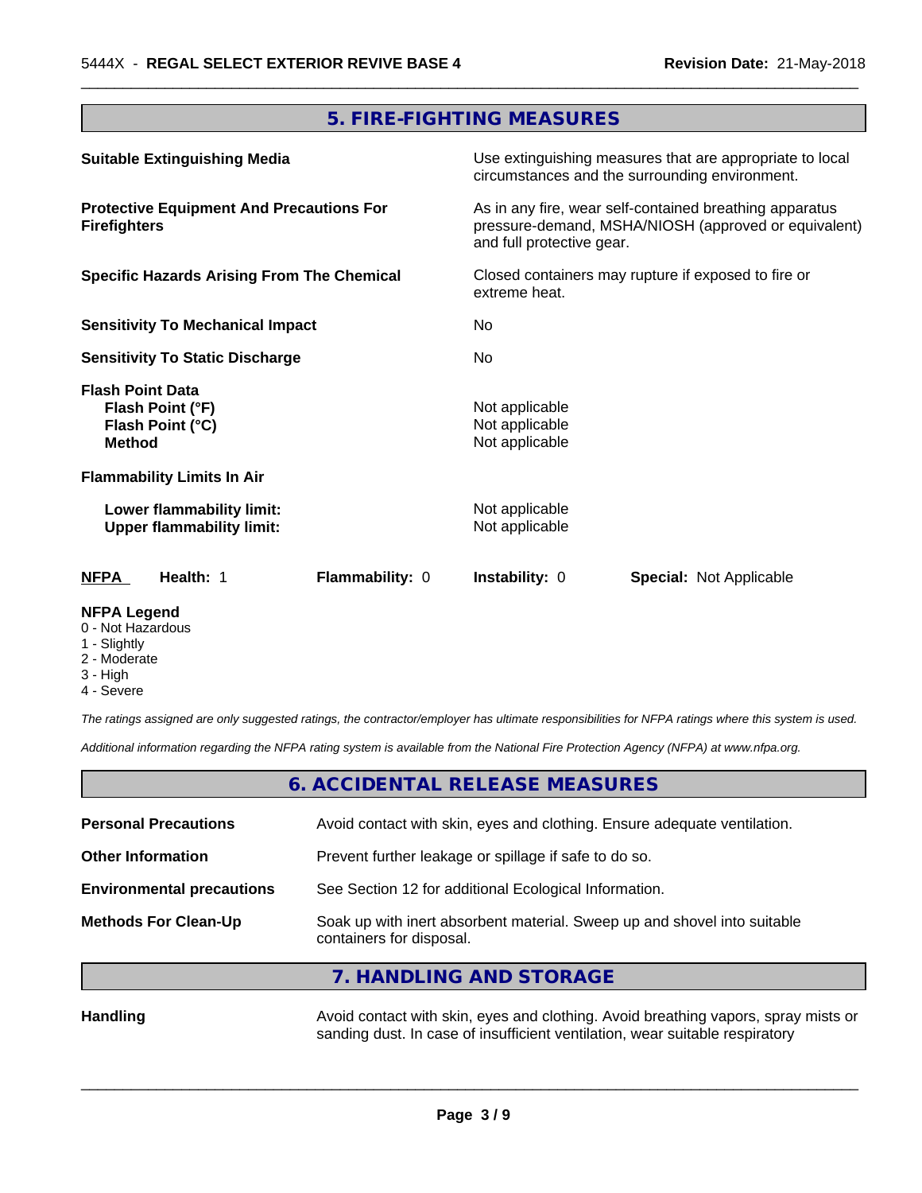## 5. FIRE-FIGHTING MEASURES

| | |
|---|---|
| **Suitable Extinguishing Media** | Use extinguishing measures that are appropriate to local circumstances and the surrounding environment. |
| **Protective Equipment And Precautions For Firefighters** | As in any fire, wear self-contained breathing apparatus pressure-demand, MSHA/NIOSH (approved or equivalent) and full protective gear. |
| **Specific Hazards Arising From The Chemical** | Closed containers may rupture if exposed to fire or extreme heat. |
| **Sensitivity To Mechanical Impact** | No |
| **Sensitivity To Static Discharge** | No |
| **Flash Point Data** | |
| **Flash Point (°F)** | Not applicable |
| **Flash Point (°C)** | Not applicable |
| **Method** | Not applicable |
| **Flammability Limits In Air** | |
| **Lower flammability limit:** | Not applicable |
| **Upper flammability limit:** | Not applicable |

| **NFPA** | **Health:** 1 | **Flammability:** 0 | **Instability:** 0 | **Special:** Not Applicable |
|---|---|---|---|---|

**NFPA Legend**
- 0 - Not Hazardous
- 1 - Slightly
- 2 - Moderate
- 3 - High
- 4 - Severe

*The ratings assigned are only suggested ratings, the contractor/employer has ultimate responsibilities for NFPA ratings where this system is used.*

*Additional information regarding the NFPA rating system is available from the National Fire Protection Agency (NFPA) at www.nfpa.org.*

## 6. ACCIDENTAL RELEASE MEASURES

| | |
|---|---|
| **Personal Precautions** | Avoid contact with skin, eyes and clothing. Ensure adequate ventilation. |
| **Other Information** | Prevent further leakage or spillage if safe to do so. |
| **Environmental precautions** | See Section 12 for additional Ecological Information. |
| **Methods For Clean-Up** | Soak up with inert absorbent material. Sweep up and shovel into suitable containers for disposal. |

## 7. HANDLING AND STORAGE

| | |
|---|---|
| **Handling** | Avoid contact with skin, eyes and clothing. Avoid breathing vapors, spray mists or sanding dust. In case of insufficient ventilation, wear suitable respiratory |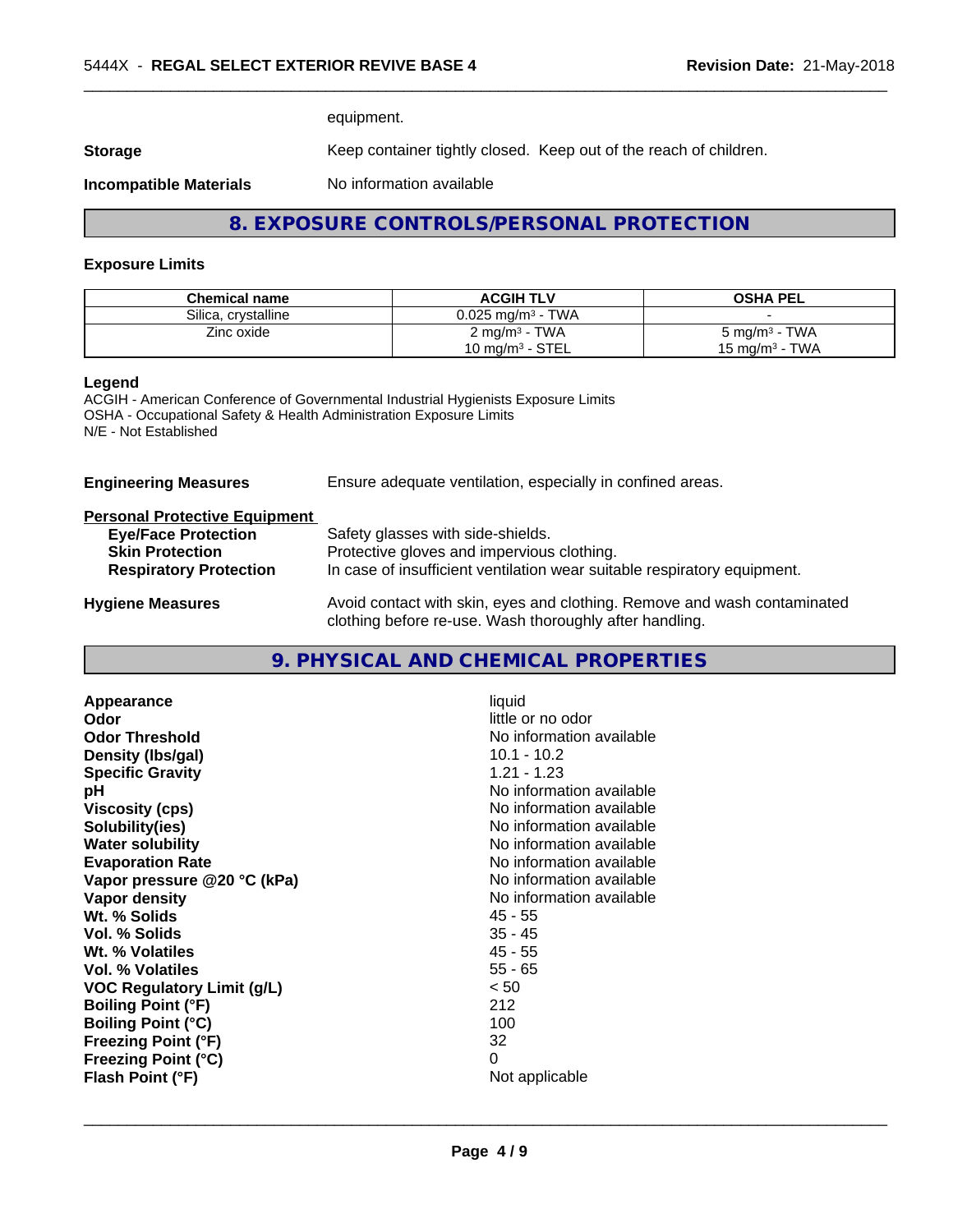equipment.

**Storage** Keep container tightly closed. Keep out of the reach of children.

**Incompatible Materials** No information available

## 8. EXPOSURE CONTROLS/PERSONAL PROTECTION

### Exposure Limits

| Chemical name | ACGIH TLV | OSHA PEL |
|---|---|---|
| Silica, crystalline | 0.025 mg/m³ - TWA | - |
| Zinc oxide | 2 mg/m³ - TWA<br>10 mg/m³ - STEL | 5 mg/m³ - TWA<br>15 mg/m³ - TWA |

**Legend**
ACGIH - American Conference of Governmental Industrial Hygienists Exposure Limits
OSHA - Occupational Safety & Health Administration Exposure Limits
N/E - Not Established

**Engineering Measures** Ensure adequate ventilation, especially in confined areas.

**Personal Protective Equipment**

- **Eye/Face Protection** Safety glasses with side-shields.
- **Skin Protection** Protective gloves and impervious clothing.
- **Respiratory Protection** In case of insufficient ventilation wear suitable respiratory equipment.

**Hygiene Measures** Avoid contact with skin, eyes and clothing. Remove and wash contaminated clothing before re-use. Wash thoroughly after handling.

## 9. PHYSICAL AND CHEMICAL PROPERTIES

| | |
|---|---|
| **Appearance** | liquid |
| **Odor** | little or no odor |
| **Odor Threshold** | No information available |
| **Density (lbs/gal)** | 10.1 - 10.2 |
| **Specific Gravity** | 1.21 - 1.23 |
| **pH** | No information available |
| **Viscosity (cps)** | No information available |
| **Solubility(ies)** | No information available |
| **Water solubility** | No information available |
| **Evaporation Rate** | No information available |
| **Vapor pressure @20 °C (kPa)** | No information available |
| **Vapor density** | No information available |
| **Wt. % Solids** | 45 - 55 |
| **Vol. % Solids** | 35 - 45 |
| **Wt. % Volatiles** | 45 - 55 |
| **Vol. % Volatiles** | 55 - 65 |
| **VOC Regulatory Limit (g/L)** | < 50 |
| **Boiling Point (°F)** | 212 |
| **Boiling Point (°C)** | 100 |
| **Freezing Point (°F)** | 32 |
| **Freezing Point (°C)** | 0 |
| **Flash Point (°F)** | Not applicable |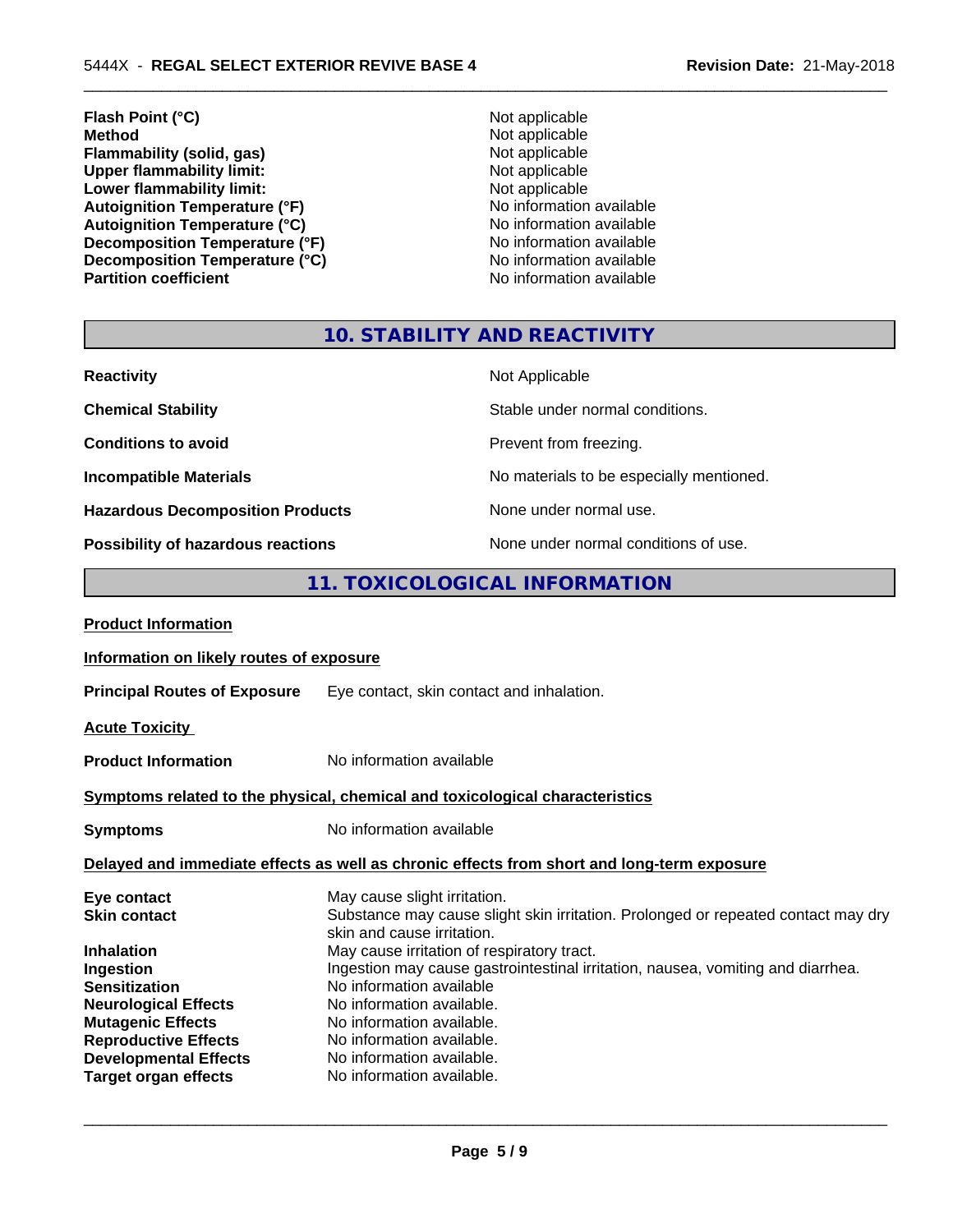| | |
|---|---|
| **Flash Point (°C)** | Not applicable |
| **Method** | Not applicable |
| **Flammability (solid, gas)** | Not applicable |
| **Upper flammability limit:** | Not applicable |
| **Lower flammability limit:** | Not applicable |
| **Autoignition Temperature (°F)** | No information available |
| **Autoignition Temperature (°C)** | No information available |
| **Decomposition Temperature (°F)** | No information available |
| **Decomposition Temperature (°C)** | No information available |
| **Partition coefficient** | No information available |

## 10. STABILITY AND REACTIVITY

| | |
|---|---|
| **Reactivity** | Not Applicable |
| **Chemical Stability** | Stable under normal conditions. |
| **Conditions to avoid** | Prevent from freezing. |
| **Incompatible Materials** | No materials to be especially mentioned. |
| **Hazardous Decomposition Products** | None under normal use. |
| **Possibility of hazardous reactions** | None under normal conditions of use. |

## 11. TOXICOLOGICAL INFORMATION

**Product Information**

**Information on likely routes of exposure**

**Principal Routes of Exposure** Eye contact, skin contact and inhalation.

**Acute Toxicity**

**Product Information** No information available

**Symptoms related to the physical, chemical and toxicological characteristics**

**Symptoms** No information available

**Delayed and immediate effects as well as chronic effects from short and long-term exposure**

| | |
|---|---|
| **Eye contact** | May cause slight irritation. |
| **Skin contact** | Substance may cause slight skin irritation. Prolonged or repeated contact may dry skin and cause irritation. |
| **Inhalation** | May cause irritation of respiratory tract. |
| **Ingestion** | Ingestion may cause gastrointestinal irritation, nausea, vomiting and diarrhea. |
| **Sensitization** | No information available |
| **Neurological Effects** | No information available. |
| **Mutagenic Effects** | No information available. |
| **Reproductive Effects** | No information available. |
| **Developmental Effects** | No information available. |
| **Target organ effects** | No information available. |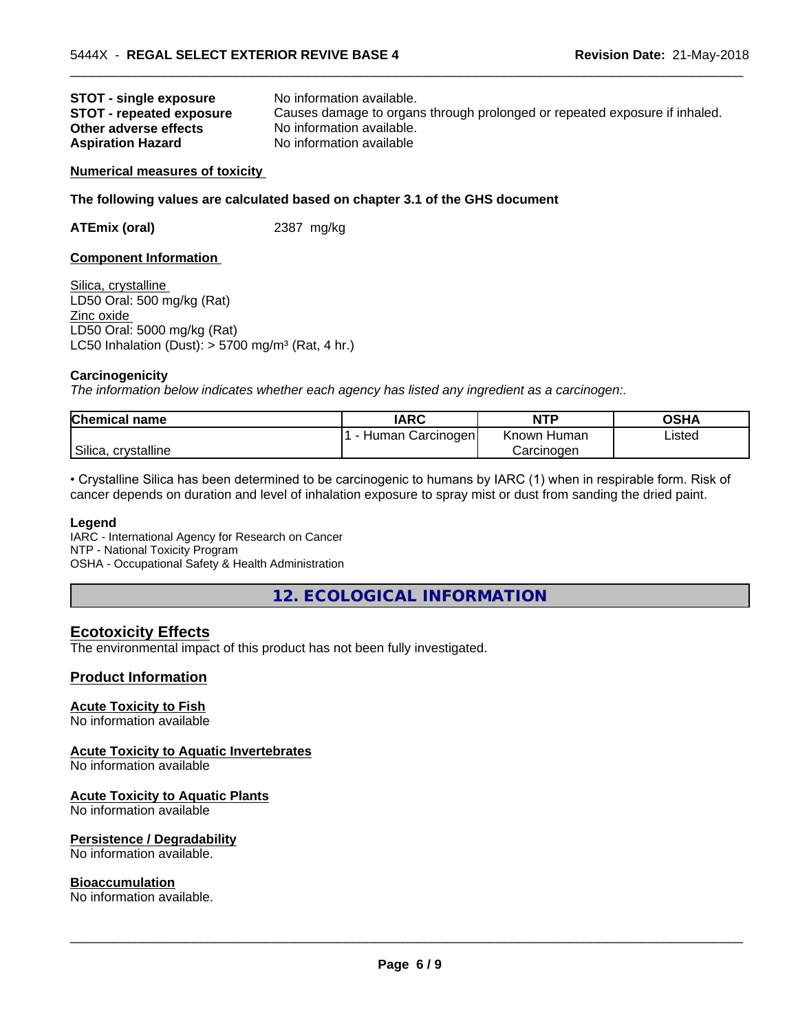**STOT - single exposure** No information available.
**STOT - repeated exposure** Causes damage to organs through prolonged or repeated exposure if inhaled.
**Other adverse effects** No information available.
**Aspiration Hazard** No information available

**Numerical measures of toxicity**

**The following values are calculated based on chapter 3.1 of the GHS document**

**ATEmix (oral)** 2387 mg/kg

**Component Information**

Silica, crystalline
LD50 Oral: 500 mg/kg (Rat)
Zinc oxide
LD50 Oral: 5000 mg/kg (Rat)
LC50 Inhalation (Dust): > 5700 mg/m³ (Rat, 4 hr.)

**Carcinogenicity**
*The information below indicates whether each agency has listed any ingredient as a carcinogen:.*

| Chemical name | IARC | NTP | OSHA |
|---|---|---|---|
| Silica, crystalline | 1 - Human Carcinogen | Known Human Carcinogen | Listed |

• Crystalline Silica has been determined to be carcinogenic to humans by IARC (1) when in respirable form. Risk of cancer depends on duration and level of inhalation exposure to spray mist or dust from sanding the dried paint.

**Legend**
IARC - International Agency for Research on Cancer
NTP - National Toxicity Program
OSHA - Occupational Safety & Health Administration

## 12. ECOLOGICAL INFORMATION

### Ecotoxicity Effects
The environmental impact of this product has not been fully investigated.

### Product Information

**Acute Toxicity to Fish**
No information available

**Acute Toxicity to Aquatic Invertebrates**
No information available

**Acute Toxicity to Aquatic Plants**
No information available

**Persistence / Degradability**
No information available.

**Bioaccumulation**
No information available.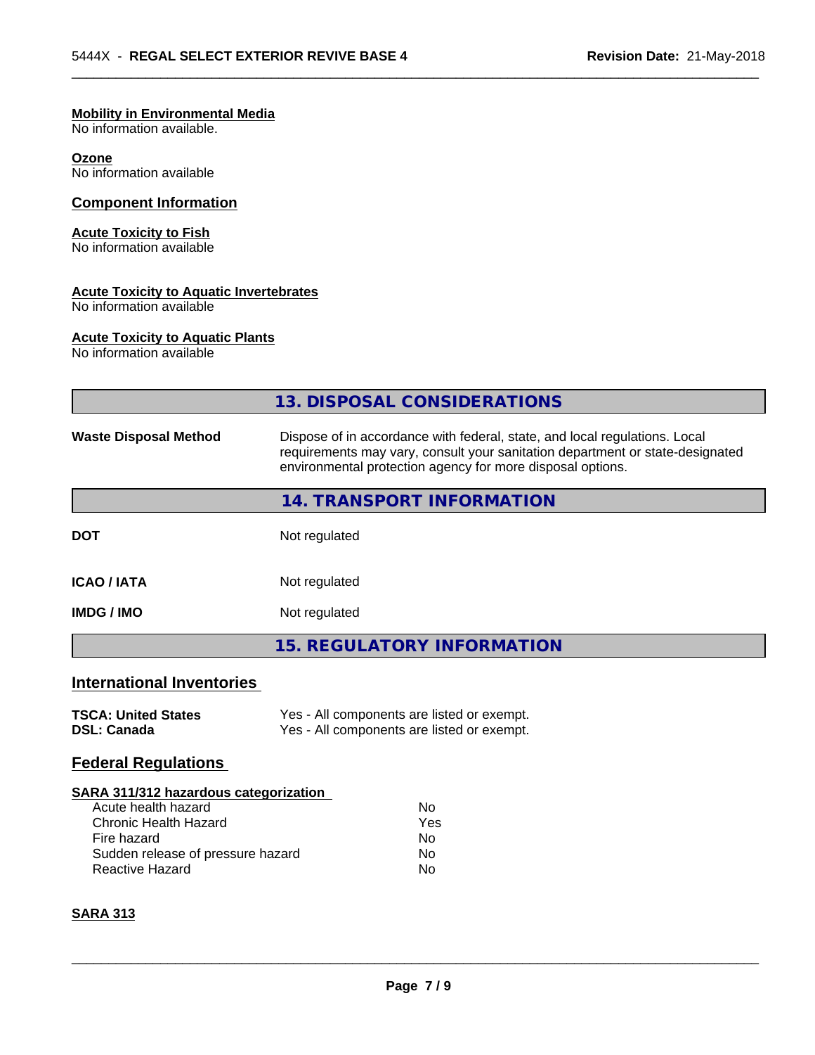**Mobility in Environmental Media**
No information available.

**Ozone**
No information available

### Component Information

**Acute Toxicity to Fish**
No information available

**Acute Toxicity to Aquatic Invertebrates**
No information available

**Acute Toxicity to Aquatic Plants**
No information available

## 13. DISPOSAL CONSIDERATIONS

| | |
|---|---|
| **Waste Disposal Method** | Dispose of in accordance with federal, state, and local regulations. Local requirements may vary, consult your sanitation department or state-designated environmental protection agency for more disposal options. |

## 14. TRANSPORT INFORMATION

| | |
|---|---|
| **DOT** | Not regulated |
| **ICAO / IATA** | Not regulated |
| **IMDG / IMO** | Not regulated |

## 15. REGULATORY INFORMATION

### International Inventories

| | |
|---|---|
| **TSCA: United States** | Yes - All components are listed or exempt. |
| **DSL: Canada** | Yes - All components are listed or exempt. |

### Federal Regulations

**SARA 311/312 hazardous categorization**

| | |
|---|---|
| Acute health hazard | No |
| Chronic Health Hazard | Yes |
| Fire hazard | No |
| Sudden release of pressure hazard | No |
| Reactive Hazard | No |

**SARA 313**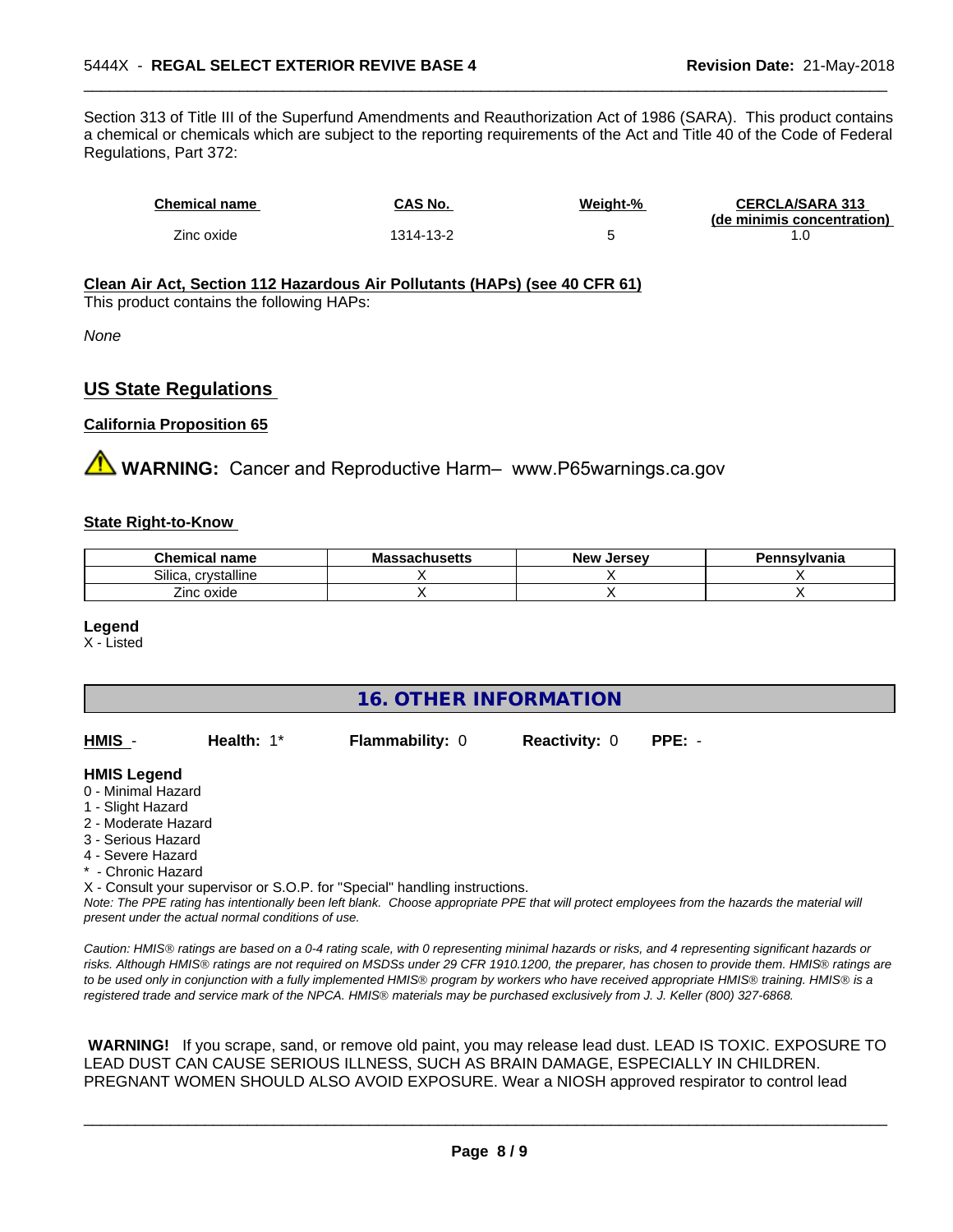Section 313 of Title III of the Superfund Amendments and Reauthorization Act of 1986 (SARA). This product contains a chemical or chemicals which are subject to the reporting requirements of the Act and Title 40 of the Code of Federal Regulations, Part 372:

| Chemical name | CAS No. | Weight-% | CERCLA/SARA 313 (de minimis concentration) |
|---|---|---|---|
| Zinc oxide | 1314-13-2 | 5 | 1.0 |

**Clean Air Act, Section 112 Hazardous Air Pollutants (HAPs) (see 40 CFR 61)**

This product contains the following HAPs:

*None*

## US State Regulations

**California Proposition 65**

⚠ **WARNING:** Cancer and Reproductive Harm– www.P65warnings.ca.gov

**State Right-to-Know**

| Chemical name | Massachusetts | New Jersey | Pennsylvania |
|---|---|---|---|
| Silica, crystalline | X | X | X |
| Zinc oxide | X | X | X |

**Legend**

X - Listed

## 16. OTHER INFORMATION

**HMIS** - **Health:** 1* **Flammability:** 0 **Reactivity:** 0 **PPE:** -

**HMIS Legend**

0 - Minimal Hazard
1 - Slight Hazard
2 - Moderate Hazard
3 - Serious Hazard
4 - Severe Hazard
* - Chronic Hazard
X - Consult your supervisor or S.O.P. for "Special" handling instructions.

*Note: The PPE rating has intentionally been left blank. Choose appropriate PPE that will protect employees from the hazards the material will present under the actual normal conditions of use.*

*Caution: HMIS® ratings are based on a 0-4 rating scale, with 0 representing minimal hazards or risks, and 4 representing significant hazards or risks. Although HMIS® ratings are not required on MSDSs under 29 CFR 1910.1200, the preparer, has chosen to provide them. HMIS® ratings are to be used only in conjunction with a fully implemented HMIS® program by workers who have received appropriate HMIS® training. HMIS® is a registered trade and service mark of the NPCA. HMIS® materials may be purchased exclusively from J. J. Keller (800) 327-6868.*

**WARNING!** If you scrape, sand, or remove old paint, you may release lead dust. LEAD IS TOXIC. EXPOSURE TO LEAD DUST CAN CAUSE SERIOUS ILLNESS, SUCH AS BRAIN DAMAGE, ESPECIALLY IN CHILDREN. PREGNANT WOMEN SHOULD ALSO AVOID EXPOSURE. Wear a NIOSH approved respirator to control lead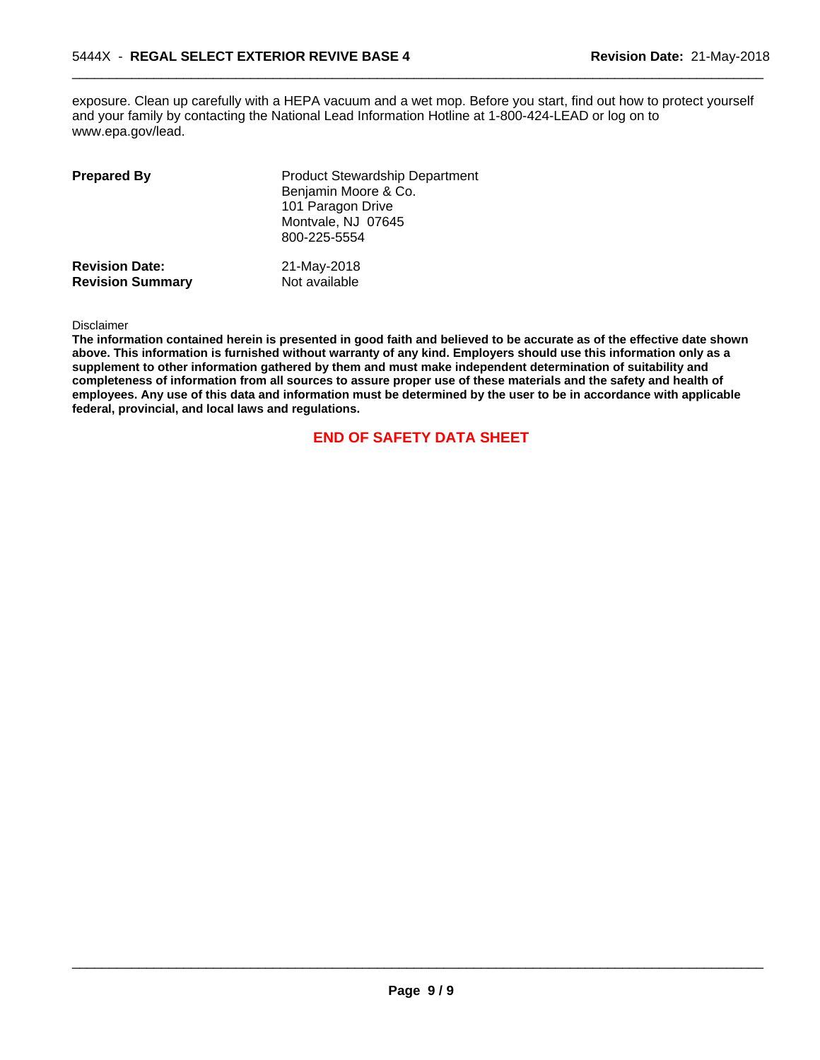exposure. Clean up carefully with a HEPA vacuum and a wet mop. Before you start, find out how to protect yourself and your family by contacting the National Lead Information Hotline at 1-800-424-LEAD or log on to www.epa.gov/lead.

| | |
|---|---|
| **Prepared By** | Product Stewardship Department<br>Benjamin Moore & Co.<br>101 Paragon Drive<br>Montvale, NJ 07645<br>800-225-5554 |
| **Revision Date:** | 21-May-2018 |
| **Revision Summary** | Not available |

Disclaimer

**The information contained herein is presented in good faith and believed to be accurate as of the effective date shown above. This information is furnished without warranty of any kind. Employers should use this information only as a supplement to other information gathered by them and must make independent determination of suitability and completeness of information from all sources to assure proper use of these materials and the safety and health of employees. Any use of this data and information must be determined by the user to be in accordance with applicable federal, provincial, and local laws and regulations.**

**END OF SAFETY DATA SHEET**